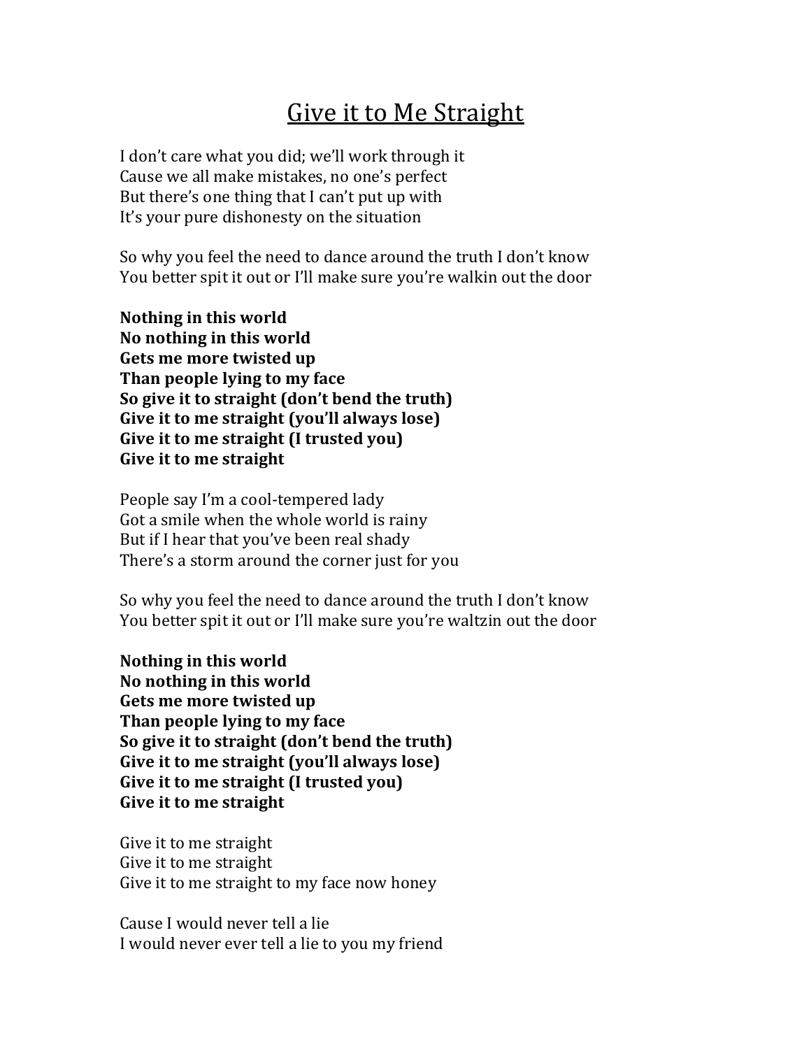# Give it to Me Straight

I don't care what you did; we'll work through it
Cause we all make mistakes, no one's perfect
But there's one thing that I can't put up with
It's your pure dishonesty on the situation

So why you feel the need to dance around the truth I don't know
You better spit it out or I'll make sure you're walkin out the door

**Nothing in this world**
**No nothing in this world**
**Gets me more twisted up**
**Than people lying to my face**
**So give it to straight (don't bend the truth)**
**Give it to me straight (you'll always lose)**
**Give it to me straight (I trusted you)**
**Give it to me straight**

People say I'm a cool-tempered lady
Got a smile when the whole world is rainy
But if I hear that you've been real shady
There's a storm around the corner just for you

So why you feel the need to dance around the truth I don't know
You better spit it out or I'll make sure you're waltzin out the door

**Nothing in this world**
**No nothing in this world**
**Gets me more twisted up**
**Than people lying to my face**
**So give it to straight (don't bend the truth)**
**Give it to me straight (you'll always lose)**
**Give it to me straight (I trusted you)**
**Give it to me straight**

Give it to me straight
Give it to me straight
Give it to me straight to my face now honey

Cause I would never tell a lie
I would never ever tell a lie to you my friend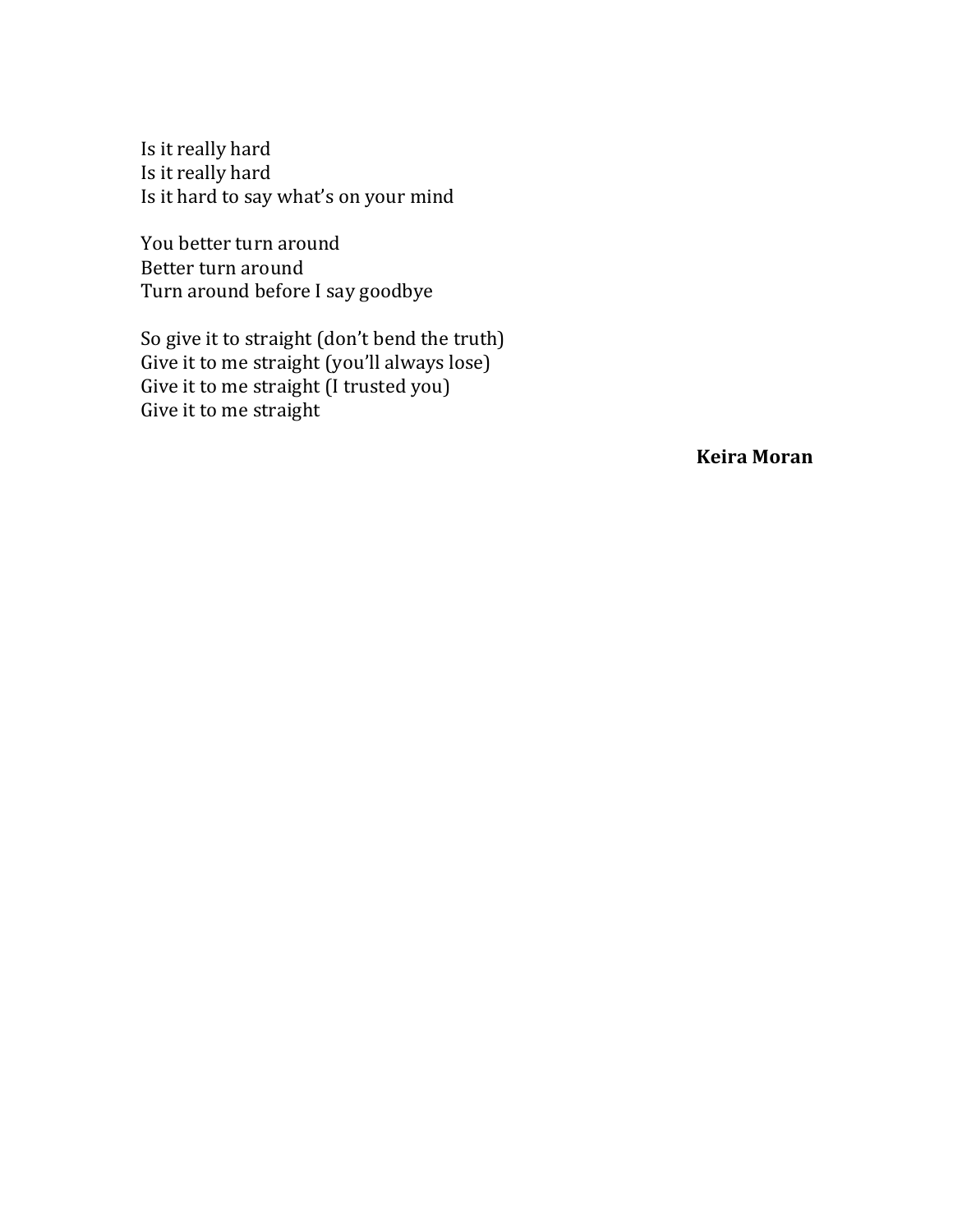Is it really hard  
Is it really hard  
Is it hard to say what's on your mind

You better turn around  
Better turn around  
Turn around before I say goodbye

So give it to straight (don't bend the truth)  
Give it to me straight (you'll always lose)  
Give it to me straight (I trusted you)  
Give it to me straight

**Keira Moran**